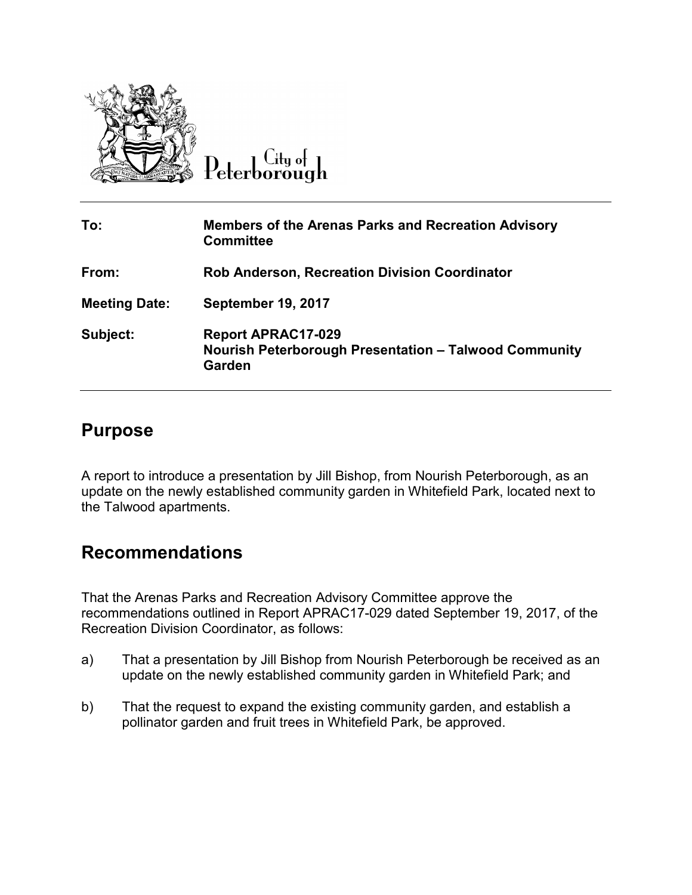City of Peterborough

| | |
|---|---|
| **To:** | **Members of the Arenas Parks and Recreation Advisory Committee** |
| **From:** | **Rob Anderson, Recreation Division Coordinator** |
| **Meeting Date:** | **September 19, 2017** |
| **Subject:** | **Report APRAC17-029**<br>**Nourish Peterborough Presentation – Talwood Community Garden** |

## Purpose

A report to introduce a presentation by Jill Bishop, from Nourish Peterborough, as an update on the newly established community garden in Whitefield Park, located next to the Talwood apartments.

## Recommendations

That the Arenas Parks and Recreation Advisory Committee approve the recommendations outlined in Report APRAC17-029 dated September 19, 2017, of the Recreation Division Coordinator, as follows:

a) That a presentation by Jill Bishop from Nourish Peterborough be received as an update on the newly established community garden in Whitefield Park; and

b) That the request to expand the existing community garden, and establish a pollinator garden and fruit trees in Whitefield Park, be approved.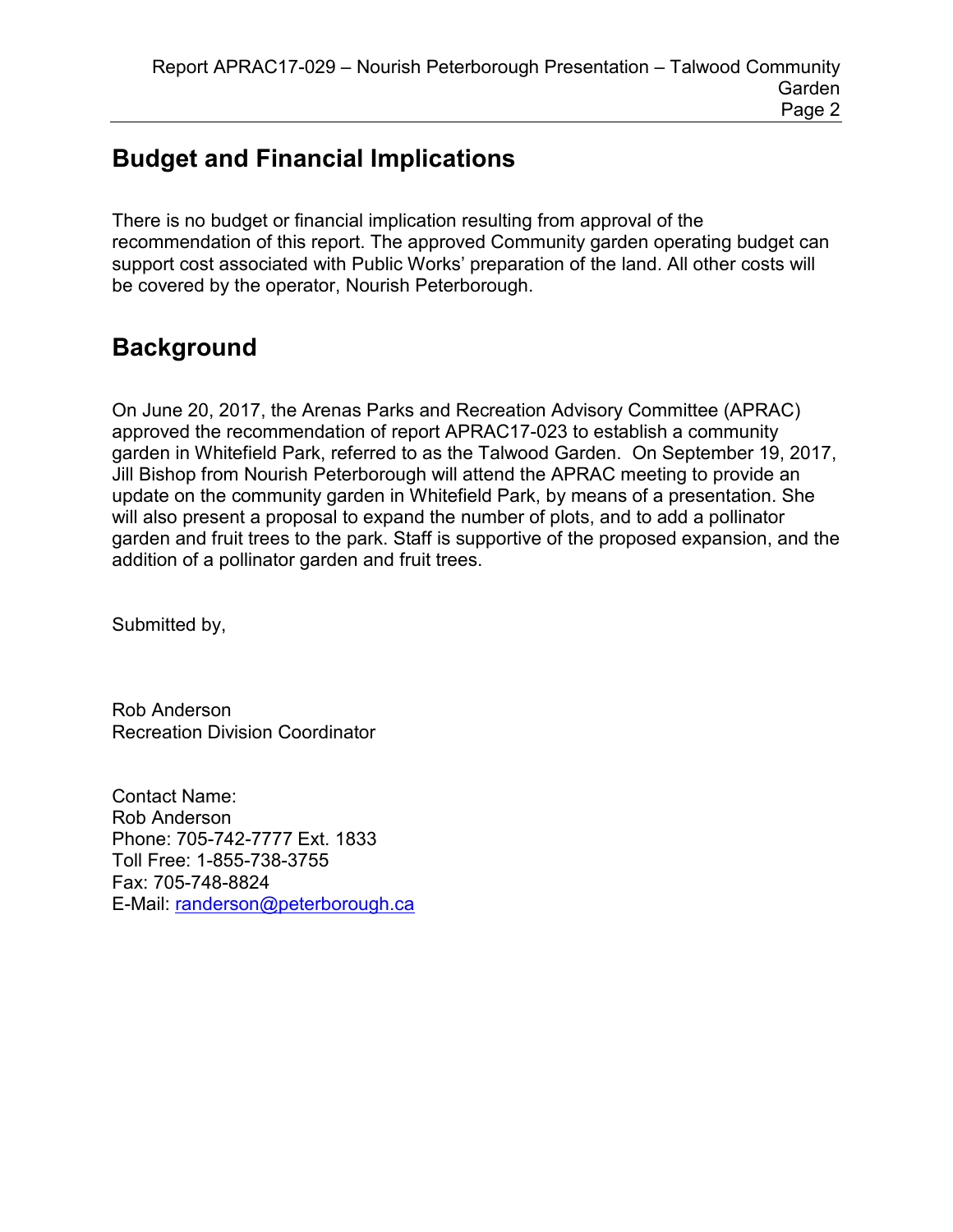## Budget and Financial Implications

There is no budget or financial implication resulting from approval of the recommendation of this report. The approved Community garden operating budget can support cost associated with Public Works' preparation of the land. All other costs will be covered by the operator, Nourish Peterborough.

## Background

On June 20, 2017, the Arenas Parks and Recreation Advisory Committee (APRAC) approved the recommendation of report APRAC17-023 to establish a community garden in Whitefield Park, referred to as the Talwood Garden. On September 19, 2017, Jill Bishop from Nourish Peterborough will attend the APRAC meeting to provide an update on the community garden in Whitefield Park, by means of a presentation. She will also present a proposal to expand the number of plots, and to add a pollinator garden and fruit trees to the park. Staff is supportive of the proposed expansion, and the addition of a pollinator garden and fruit trees.

Submitted by,

Rob Anderson
Recreation Division Coordinator

Contact Name:
Rob Anderson
Phone: 705-742-7777 Ext. 1833
Toll Free: 1-855-738-3755
Fax: 705-748-8824
E-Mail: randerson@peterborough.ca